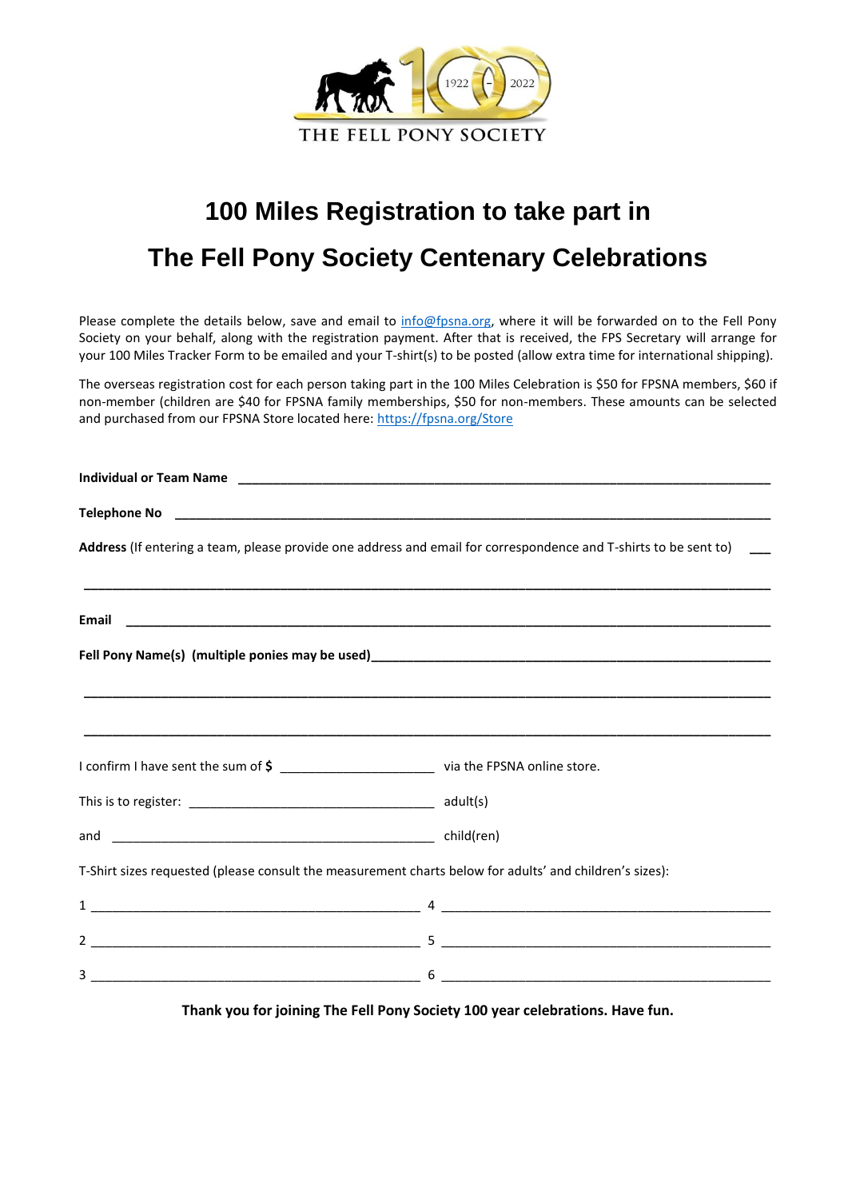1922 - 2022

THE FELL PONY SOCIETY

# 100 Miles Registration to take part in

# The Fell Pony Society Centenary Celebrations

Please complete the details below, save and email to info@fpsna.org, where it will be forwarded on to the Fell Pony Society on your behalf, along with the registration payment. After that is received, the FPS Secretary will arrange for your 100 Miles Tracker Form to be emailed and your T-shirt(s) to be posted (allow extra time for international shipping).

The overseas registration cost for each person taking part in the 100 Miles Celebration is $50 for FPSNA members, $60 if non-member (children are $40 for FPSNA family memberships, $50 for non-members. These amounts can be selected and purchased from our FPSNA Store located here: https://fpsna.org/Store

**Individual or Team Name** ______________________________________________

**Telephone No** ______________________________________________

**Address** (If entering a team, please provide one address and email for correspondence and T-shirts to be sent to) ___

______________________________________________

**Email** ______________________________________________

**Fell Pony Name(s) (multiple ponies may be used)**______________________________________________

______________________________________________

______________________________________________

I confirm I have sent the sum of **$** ____________________ via the FPSNA online store.

This is to register: ______________________________ adult(s)

and ______________________________________________ child(ren)

T-Shirt sizes requested (please consult the measurement charts below for adults' and children's sizes):

1 ______________________________ 4 ______________________________

2 ______________________________ 5 ______________________________

3 ______________________________ 6 ______________________________

**Thank you for joining The Fell Pony Society 100 year celebrations. Have fun.**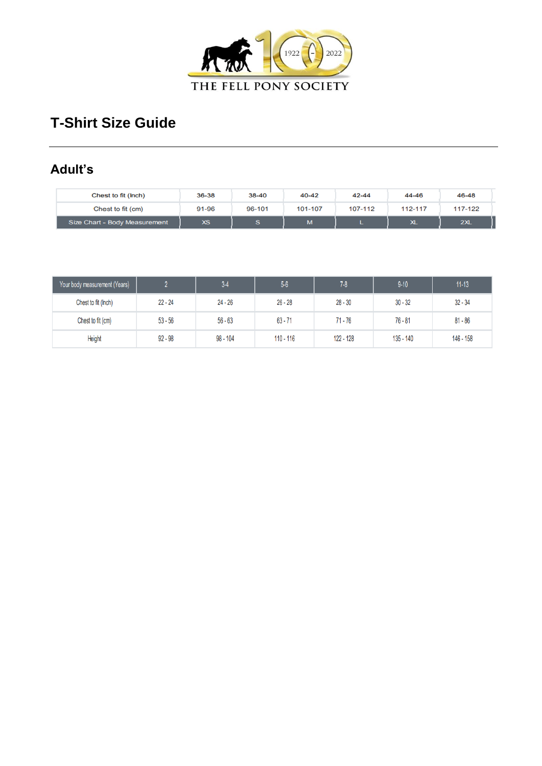THE FELL PONY SOCIETY

# T-Shirt Size Guide

## Adult's

| Chest to fit (Inch) | 36-38 | 38-40 | 40-42 | 42-44 | 44-46 | 46-48 |
|---|---|---|---|---|---|---|
| Chest to fit (cm) | 91-96 | 96-101 | 101-107 | 107-112 | 112-117 | 117-122 |
| Size Chart - Body Measurement | XS | S | M | L | XL | 2XL |

| Your body measurement (Years) | 2 | 3-4 | 5-6 | 7-8 | 9-10 | 11-13 |
|---|---|---|---|---|---|---|
| Chest to fit (Inch) | 22 - 24 | 24 - 26 | 26 - 28 | 28 - 30 | 30 - 32 | 32 - 34 |
| Chest to fit (cm) | 53 - 56 | 56 - 63 | 63 - 71 | 71 - 76 | 76 - 81 | 81 - 86 |
| Height | 92 - 98 | 98 - 104 | 110 - 116 | 122 - 128 | 135 - 140 | 146 - 158 |